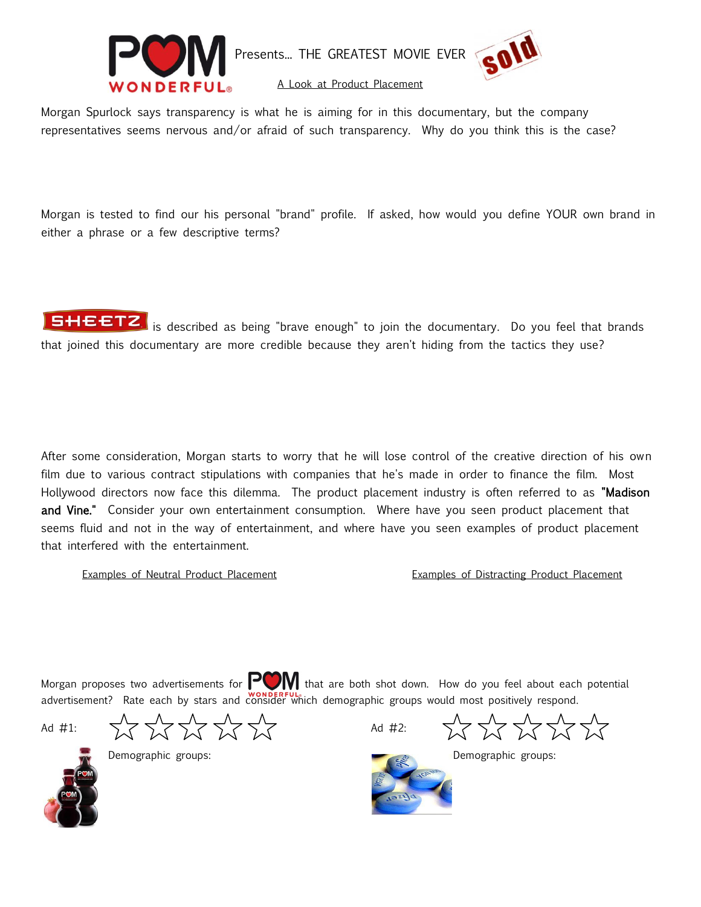# POM WONDERFUL Presents... THE GREATEST MOVIE EVER sold

A Look at Product Placement

Morgan Spurlock says transparency is what he is aiming for in this documentary, but the company representatives seems nervous and/or afraid of such transparency. Why do you think this is the case?

Morgan is tested to find our his personal "brand" profile. If asked, how would you define YOUR own brand in either a phrase or a few descriptive terms?

SHEETZ is described as being "brave enough" to join the documentary. Do you feel that brands that joined this documentary are more credible because they aren't hiding from the tactics they use?

After some consideration, Morgan starts to worry that he will lose control of the creative direction of his own film due to various contract stipulations with companies that he's made in order to finance the film. Most Hollywood directors now face this dilemma. The product placement industry is often referred to as **"Madison and Vine."** Consider your own entertainment consumption. Where have you seen product placement that seems fluid and not in the way of entertainment, and where have you seen examples of product placement that interfered with the entertainment.

| Examples of Neutral Product Placement | Examples of Distracting Product Placement |
| --- | --- |
| | |

Morgan proposes two advertisements for POM WONDERFUL that are both shot down. How do you feel about each potential advertisement? Rate each by stars and consider which demographic groups would most positively respond.

Ad #1: ☆ ☆ ☆ ☆ ☆

Demographic groups:

Ad #2: ☆ ☆ ☆ ☆ ☆

Demographic groups: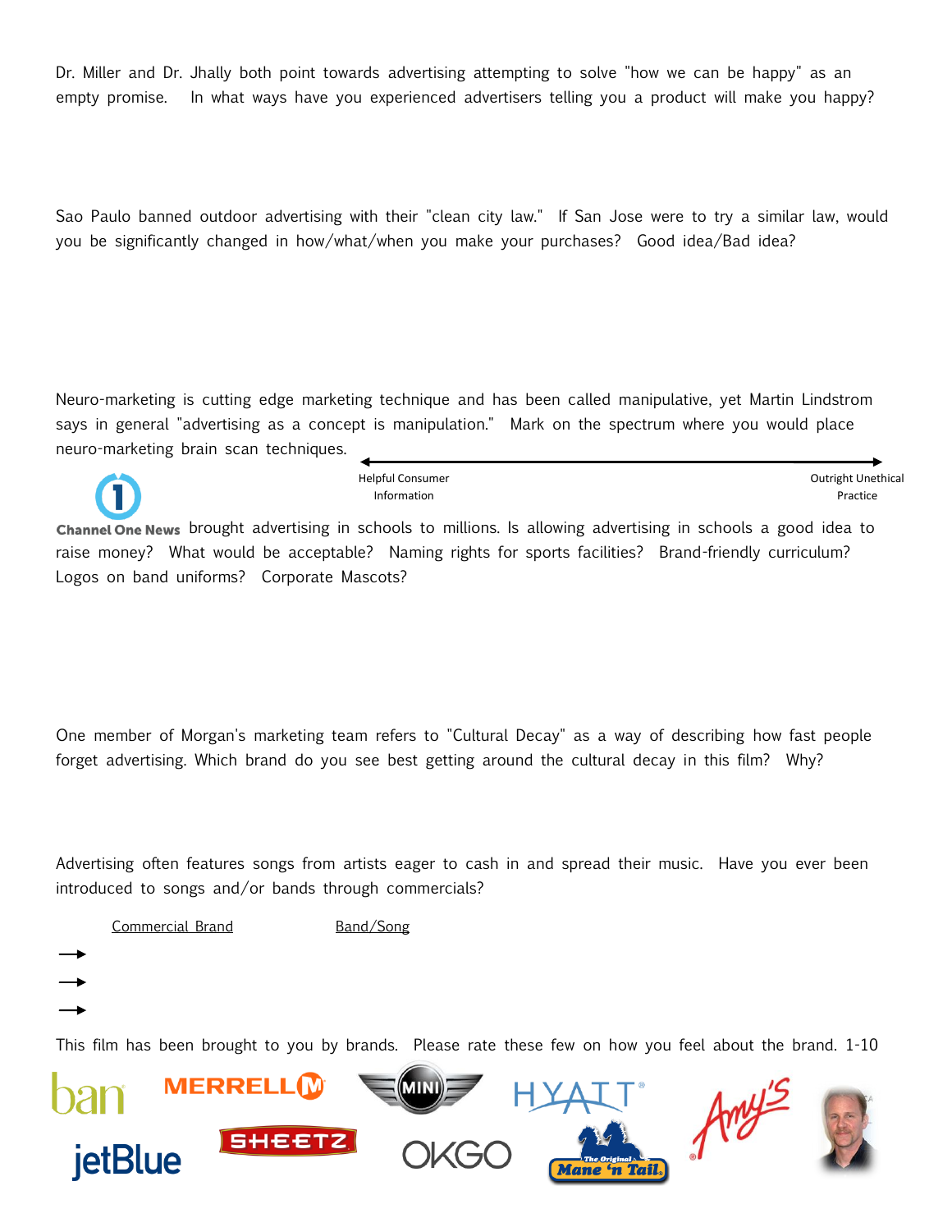Dr. Miller and Dr. Jhally both point towards advertising attempting to solve "how we can be happy" as an empty promise. In what ways have you experienced advertisers telling you a product will make you happy?

Sao Paulo banned outdoor advertising with their "clean city law." If San Jose were to try a similar law, would you be significantly changed in how/what/when you make your purchases? Good idea/Bad idea?

Neuro-marketing is cutting edge marketing technique and has been called manipulative, yet Martin Lindstrom says in general "advertising as a concept is manipulation." Mark on the spectrum where you would place neuro-marketing brain scan techniques.

Helpful Consumer Information ←——————————————→ Outright Unethical Practice

Channel One News brought advertising in schools to millions. Is allowing advertising in schools a good idea to raise money? What would be acceptable? Naming rights for sports facilities? Brand-friendly curriculum? Logos on band uniforms? Corporate Mascots?

One member of Morgan's marketing team refers to "Cultural Decay" as a way of describing how fast people forget advertising. Which brand do you see best getting around the cultural decay in this film? Why?

Advertising often features songs from artists eager to cash in and spread their music. Have you ever been introduced to songs and/or bands through commercials?

| Commercial Brand | Band/Song |
|---|---|
| → | |
| → | |
| → | |

This film has been brought to you by brands. Please rate these few on how you feel about the brand. 1-10

ban, MERRELL, MINI, HYATT, Amy's, jetBlue, SHEETZ, OKGO, The Original Mane 'n Tail